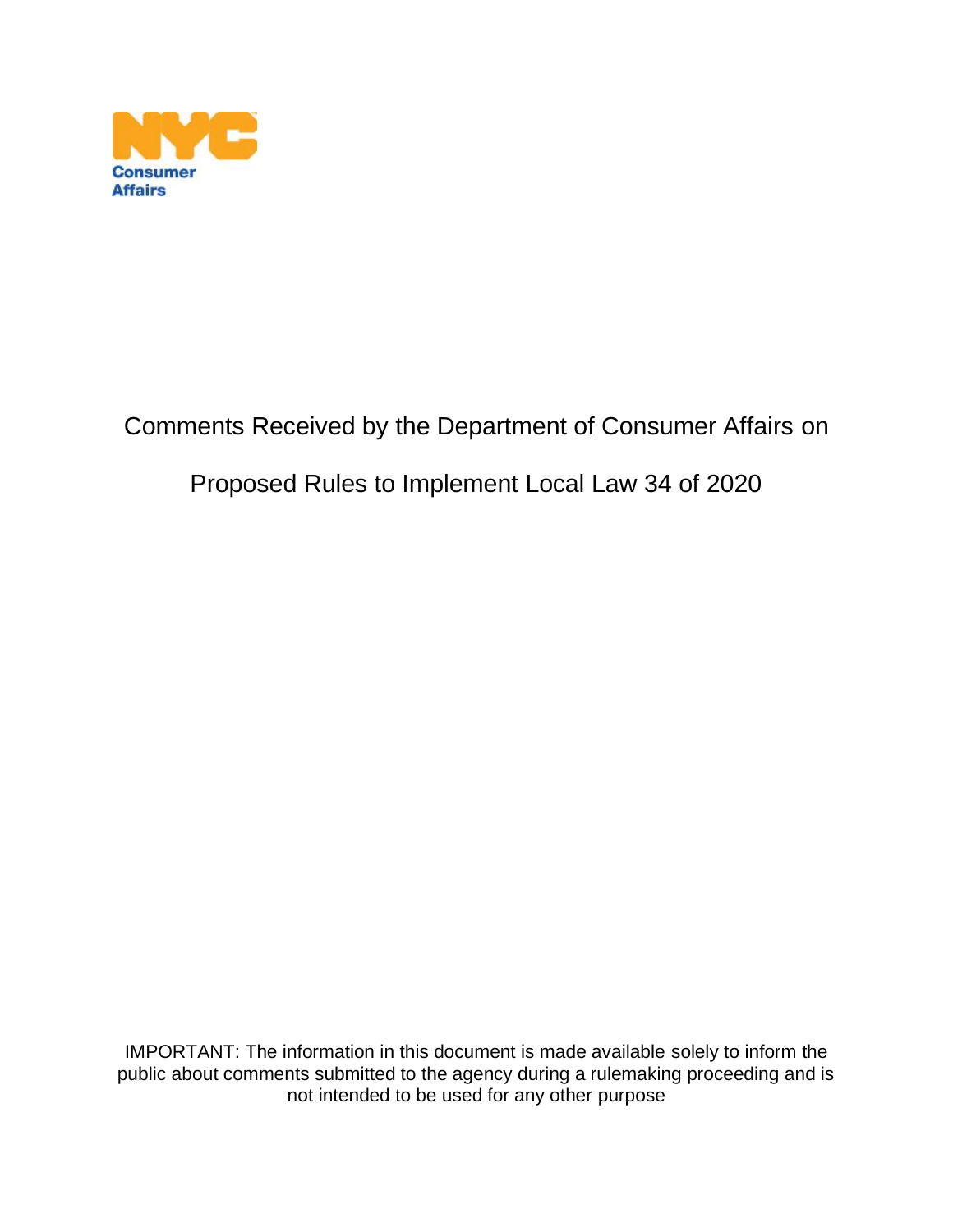NYC Consumer Affairs

# Comments Received by the Department of Consumer Affairs on

# Proposed Rules to Implement Local Law 34 of 2020

IMPORTANT: The information in this document is made available solely to inform the public about comments submitted to the agency during a rulemaking proceeding and is not intended to be used for any other purpose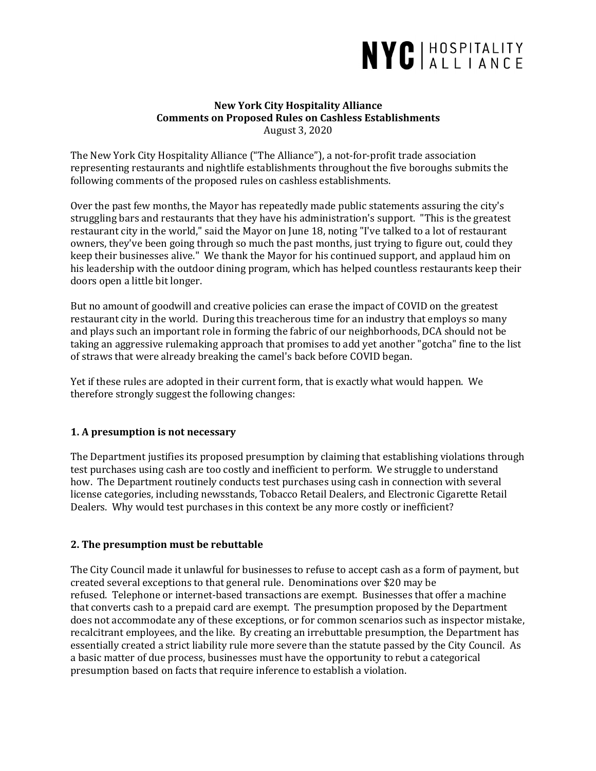NYC | HOSPITALITY ALLIANCE

**New York City Hospitality Alliance**
**Comments on Proposed Rules on Cashless Establishments**
August 3, 2020

The New York City Hospitality Alliance ("The Alliance"), a not-for-profit trade association representing restaurants and nightlife establishments throughout the five boroughs submits the following comments of the proposed rules on cashless establishments.

Over the past few months, the Mayor has repeatedly made public statements assuring the city's struggling bars and restaurants that they have his administration's support. "This is the greatest restaurant city in the world," said the Mayor on June 18, noting "I've talked to a lot of restaurant owners, they've been going through so much the past months, just trying to figure out, could they keep their businesses alive." We thank the Mayor for his continued support, and applaud him on his leadership with the outdoor dining program, which has helped countless restaurants keep their doors open a little bit longer.

But no amount of goodwill and creative policies can erase the impact of COVID on the greatest restaurant city in the world. During this treacherous time for an industry that employs so many and plays such an important role in forming the fabric of our neighborhoods, DCA should not be taking an aggressive rulemaking approach that promises to add yet another "gotcha" fine to the list of straws that were already breaking the camel's back before COVID began.

Yet if these rules are adopted in their current form, that is exactly what would happen. We therefore strongly suggest the following changes:

### 1. A presumption is not necessary

The Department justifies its proposed presumption by claiming that establishing violations through test purchases using cash are too costly and inefficient to perform. We struggle to understand how. The Department routinely conducts test purchases using cash in connection with several license categories, including newsstands, Tobacco Retail Dealers, and Electronic Cigarette Retail Dealers. Why would test purchases in this context be any more costly or inefficient?

### 2. The presumption must be rebuttable

The City Council made it unlawful for businesses to refuse to accept cash as a form of payment, but created several exceptions to that general rule. Denominations over $20 may be refused. Telephone or internet-based transactions are exempt. Businesses that offer a machine that converts cash to a prepaid card are exempt. The presumption proposed by the Department does not accommodate any of these exceptions, or for common scenarios such as inspector mistake, recalcitrant employees, and the like. By creating an irrebuttable presumption, the Department has essentially created a strict liability rule more severe than the statute passed by the City Council. As a basic matter of due process, businesses must have the opportunity to rebut a categorical presumption based on facts that require inference to establish a violation.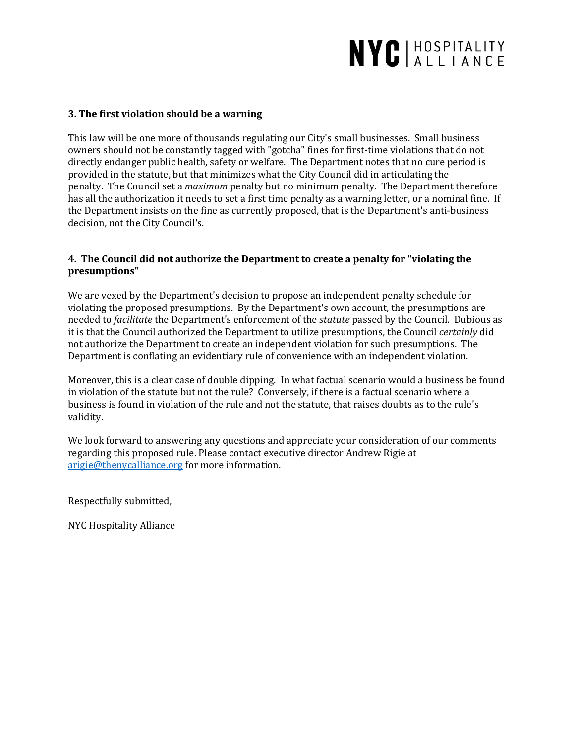### 3. The first violation should be a warning

This law will be one more of thousands regulating our City's small businesses. Small business owners should not be constantly tagged with "gotcha" fines for first-time violations that do not directly endanger public health, safety or welfare. The Department notes that no cure period is provided in the statute, but that minimizes what the City Council did in articulating the penalty. The Council set a *maximum* penalty but no minimum penalty. The Department therefore has all the authorization it needs to set a first time penalty as a warning letter, or a nominal fine. If the Department insists on the fine as currently proposed, that is the Department's anti-business decision, not the City Council's.

### 4. The Council did not authorize the Department to create a penalty for "violating the presumptions"

We are vexed by the Department's decision to propose an independent penalty schedule for violating the proposed presumptions. By the Department's own account, the presumptions are needed to *facilitate* the Department's enforcement of the *statute* passed by the Council. Dubious as it is that the Council authorized the Department to utilize presumptions, the Council *certainly* did not authorize the Department to create an independent violation for such presumptions. The Department is conflating an evidentiary rule of convenience with an independent violation.

Moreover, this is a clear case of double dipping. In what factual scenario would a business be found in violation of the statute but not the rule? Conversely, if there is a factual scenario where a business is found in violation of the rule and not the statute, that raises doubts as to the rule's validity.

We look forward to answering any questions and appreciate your consideration of our comments regarding this proposed rule. Please contact executive director Andrew Rigie at [arigie@thenycalliance.org](mailto:arigie@thenycalliance.org) for more information.

Respectfully submitted,

NYC Hospitality Alliance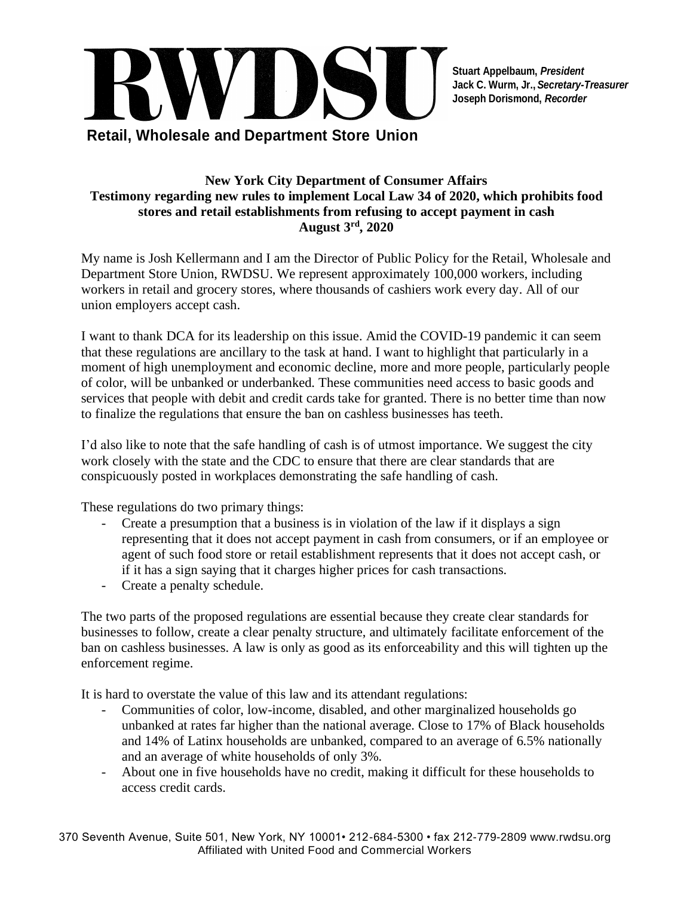# RWDSU

**Stuart Appelbaum, *President***
**Jack C. Wurm, Jr., *Secretary-Treasurer***
**Joseph Dorismond, *Recorder***

**Retail, Wholesale and Department Store Union**

**New York City Department of Consumer Affairs**
**Testimony regarding new rules to implement Local Law 34 of 2020, which prohibits food stores and retail establishments from refusing to accept payment in cash**
**August 3rd, 2020**

My name is Josh Kellermann and I am the Director of Public Policy for the Retail, Wholesale and Department Store Union, RWDSU. We represent approximately 100,000 workers, including workers in retail and grocery stores, where thousands of cashiers work every day. All of our union employers accept cash.

I want to thank DCA for its leadership on this issue. Amid the COVID-19 pandemic it can seem that these regulations are ancillary to the task at hand. I want to highlight that particularly in a moment of high unemployment and economic decline, more and more people, particularly people of color, will be unbanked or underbanked. These communities need access to basic goods and services that people with debit and credit cards take for granted. There is no better time than now to finalize the regulations that ensure the ban on cashless businesses has teeth.

I'd also like to note that the safe handling of cash is of utmost importance. We suggest the city work closely with the state and the CDC to ensure that there are clear standards that are conspicuously posted in workplaces demonstrating the safe handling of cash.

These regulations do two primary things:

- Create a presumption that a business is in violation of the law if it displays a sign representing that it does not accept payment in cash from consumers, or if an employee or agent of such food store or retail establishment represents that it does not accept cash, or if it has a sign saying that it charges higher prices for cash transactions.
- Create a penalty schedule.

The two parts of the proposed regulations are essential because they create clear standards for businesses to follow, create a clear penalty structure, and ultimately facilitate enforcement of the ban on cashless businesses. A law is only as good as its enforceability and this will tighten up the enforcement regime.

It is hard to overstate the value of this law and its attendant regulations:

- Communities of color, low-income, disabled, and other marginalized households go unbanked at rates far higher than the national average. Close to 17% of Black households and 14% of Latinx households are unbanked, compared to an average of 6.5% nationally and an average of white households of only 3%.
- About one in five households have no credit, making it difficult for these households to access credit cards.

370 Seventh Avenue, Suite 501, New York, NY 10001• 212-684-5300 • fax 212-779-2809 www.rwdsu.org
Affiliated with United Food and Commercial Workers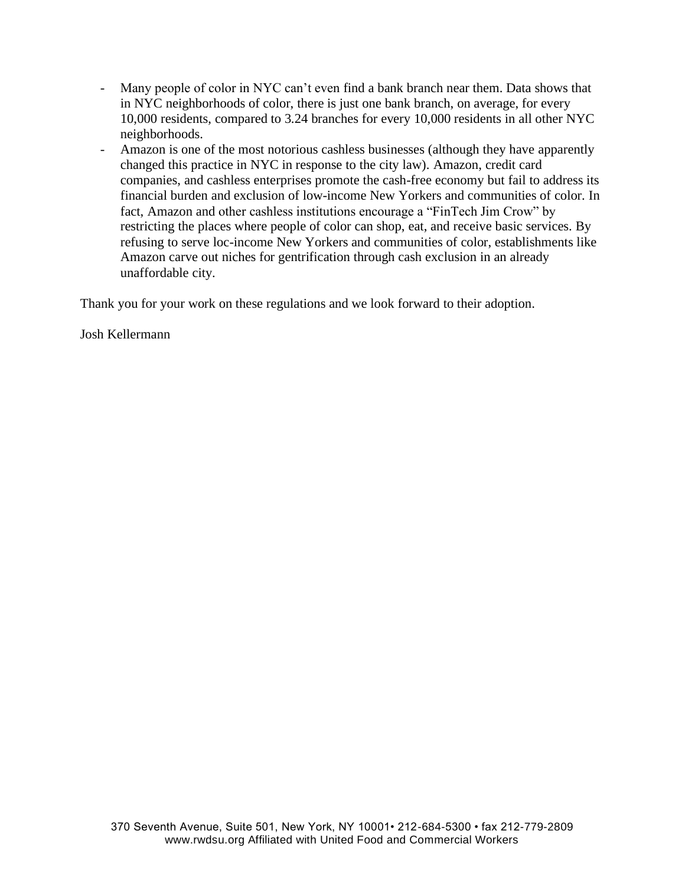- Many people of color in NYC can't even find a bank branch near them. Data shows that in NYC neighborhoods of color, there is just one bank branch, on average, for every 10,000 residents, compared to 3.24 branches for every 10,000 residents in all other NYC neighborhoods.
- Amazon is one of the most notorious cashless businesses (although they have apparently changed this practice in NYC in response to the city law). Amazon, credit card companies, and cashless enterprises promote the cash-free economy but fail to address its financial burden and exclusion of low-income New Yorkers and communities of color. In fact, Amazon and other cashless institutions encourage a "FinTech Jim Crow" by restricting the places where people of color can shop, eat, and receive basic services. By refusing to serve loc-income New Yorkers and communities of color, establishments like Amazon carve out niches for gentrification through cash exclusion in an already unaffordable city.

Thank you for your work on these regulations and we look forward to their adoption.

Josh Kellermann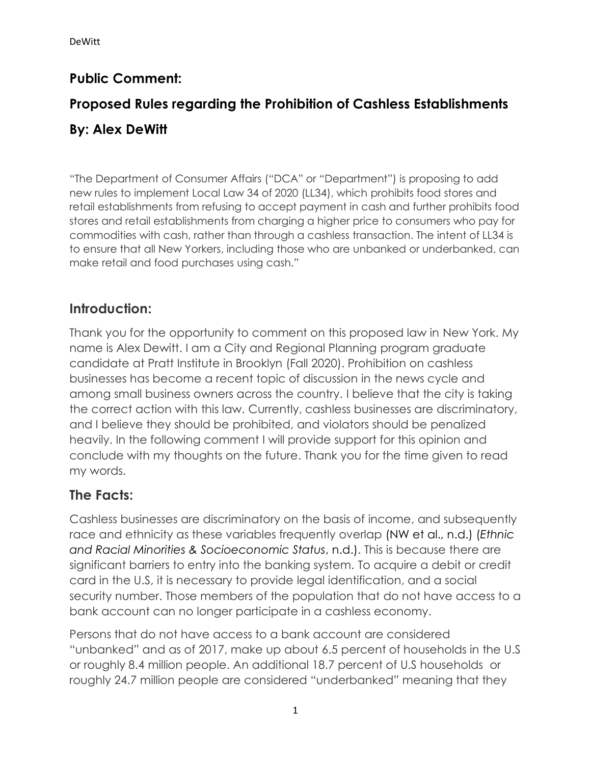## Public Comment:

## Proposed Rules regarding the Prohibition of Cashless Establishments

## By: Alex DeWitt

"The Department of Consumer Affairs ("DCA" or "Department") is proposing to add new rules to implement Local Law 34 of 2020 (LL34), which prohibits food stores and retail establishments from refusing to accept payment in cash and further prohibits food stores and retail establishments from charging a higher price to consumers who pay for commodities with cash, rather than through a cashless transaction. The intent of LL34 is to ensure that all New Yorkers, including those who are unbanked or underbanked, can make retail and food purchases using cash."

### Introduction:

Thank you for the opportunity to comment on this proposed law in New York. My name is Alex Dewitt. I am a City and Regional Planning program graduate candidate at Pratt Institute in Brooklyn (Fall 2020). Prohibition on cashless businesses has become a recent topic of discussion in the news cycle and among small business owners across the country. I believe that the city is taking the correct action with this law. Currently, cashless businesses are discriminatory, and I believe they should be prohibited, and violators should be penalized heavily. In the following comment I will provide support for this opinion and conclude with my thoughts on the future. Thank you for the time given to read my words.

### The Facts:

Cashless businesses are discriminatory on the basis of income, and subsequently race and ethnicity as these variables frequently overlap (NW et al., n.d.) (*Ethnic and Racial Minorities & Socioeconomic Status*, n.d.). This is because there are significant barriers to entry into the banking system. To acquire a debit or credit card in the U.S, it is necessary to provide legal identification, and a social security number. Those members of the population that do not have access to a bank account can no longer participate in a cashless economy.

Persons that do not have access to a bank account are considered "unbanked" and as of 2017, make up about 6.5 percent of households in the U.S or roughly 8.4 million people. An additional 18.7 percent of U.S households or roughly 24.7 million people are considered "underbanked" meaning that they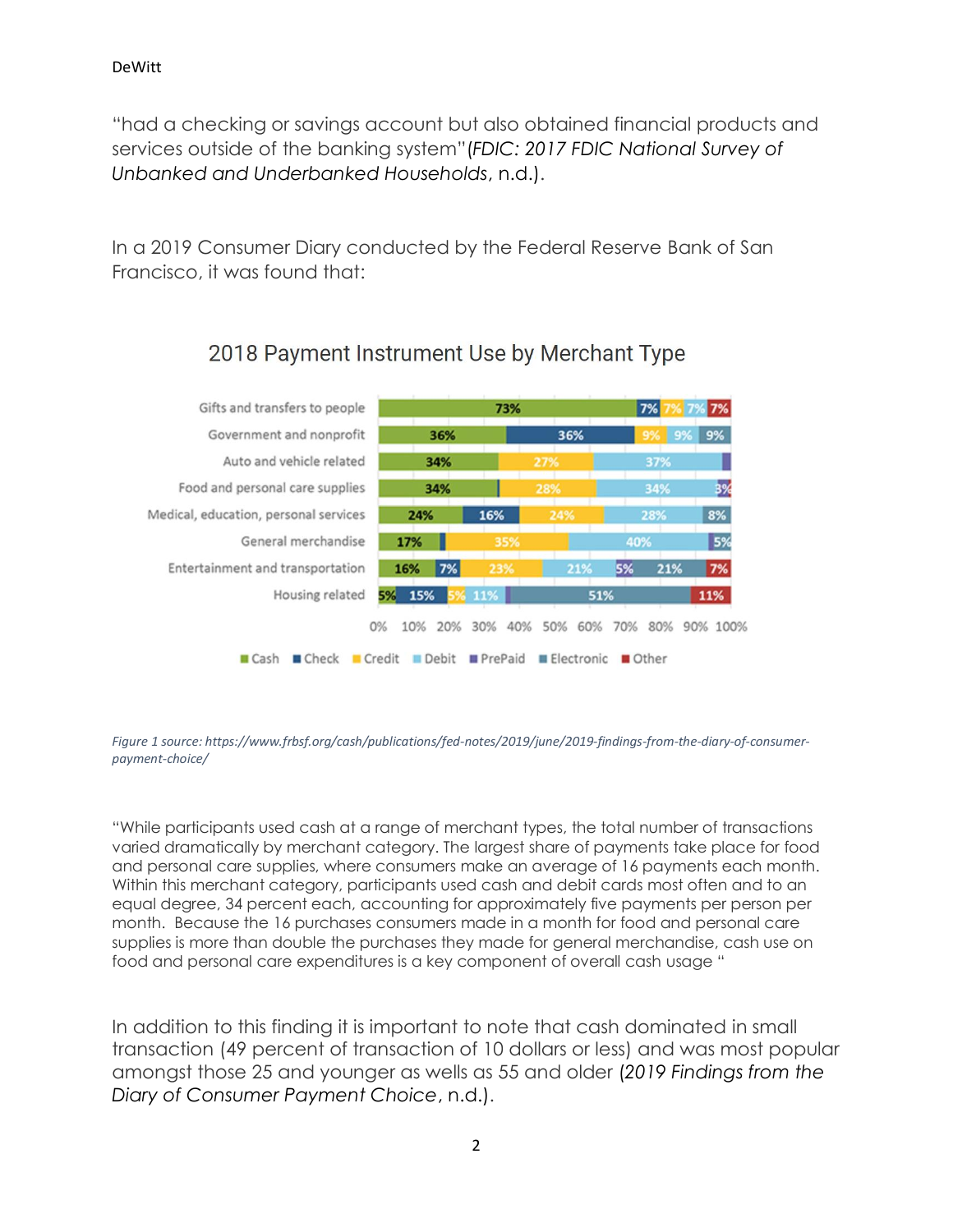"had a checking or savings account but also obtained financial products and services outside of the banking system"(*FDIC: 2017 FDIC National Survey of Unbanked and Underbanked Households*, n.d.).

In a 2019 Consumer Diary conducted by the Federal Reserve Bank of San Francisco, it was found that:

**2018 Payment Instrument Use by Merchant Type**

| Merchant Type | Cash | Check | Credit | Debit | PrePaid | Electronic | Other |
|---|---|---|---|---|---|---|---|
| Gifts and transfers to people | 73% | 7% | 7% | 7% | | | 7% |
| Government and nonprofit | 36% | 36% | 9% | 9% | | 9% | |
| Auto and vehicle related | 34% | | 27% | 37% | | | |
| Food and personal care supplies | 34% | | 28% | 34% | 3% | | |
| Medical, education, personal services | 24% | 16% | 24% | 28% | | 8% | |
| General merchandise | 17% | | 35% | 40% | 5% | | |
| Entertainment and transportation | 16% | 7% | 23% | 21% | 5% | 21% | 7% |
| Housing related | 5% | 15% | 5% | 11% | | 51% | 11% |

*Figure 1 source: https://www.frbsf.org/cash/publications/fed-notes/2019/june/2019-findings-from-the-diary-of-consumer-payment-choice/*

"While participants used cash at a range of merchant types, the total number of transactions varied dramatically by merchant category. The largest share of payments take place for food and personal care supplies, where consumers make an average of 16 payments each month. Within this merchant category, participants used cash and debit cards most often and to an equal degree, 34 percent each, accounting for approximately five payments per person per month. Because the 16 purchases consumers made in a month for food and personal care supplies is more than double the purchases they made for general merchandise, cash use on food and personal care expenditures is a key component of overall cash usage "

In addition to this finding it is important to note that cash dominated in small transaction (49 percent of transaction of 10 dollars or less) and was most popular amongst those 25 and younger as wells as 55 and older (*2019 Findings from the Diary of Consumer Payment Choice*, n.d.).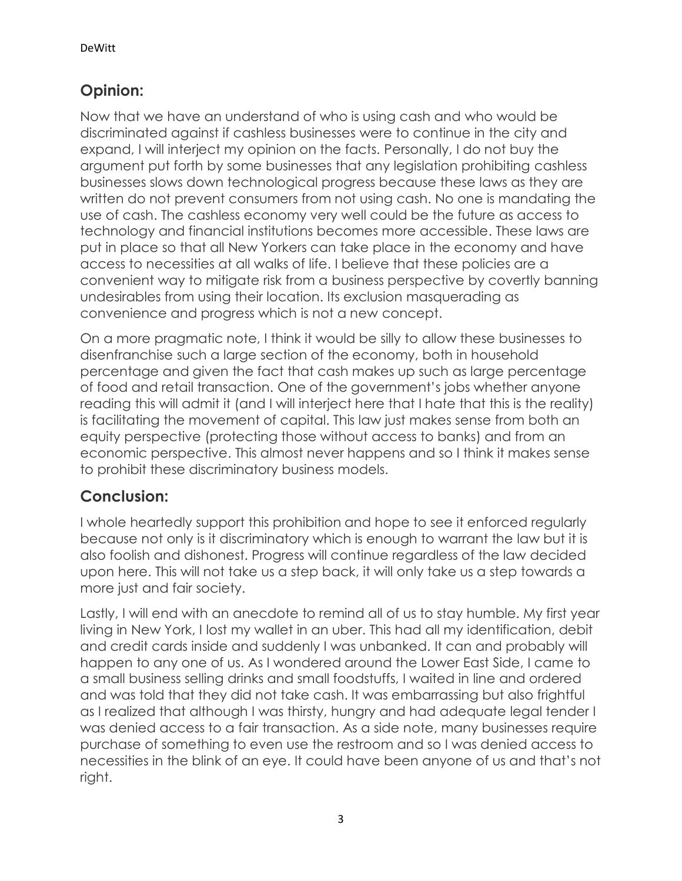## Opinion:

Now that we have an understand of who is using cash and who would be discriminated against if cashless businesses were to continue in the city and expand, I will interject my opinion on the facts. Personally, I do not buy the argument put forth by some businesses that any legislation prohibiting cashless businesses slows down technological progress because these laws as they are written do not prevent consumers from not using cash. No one is mandating the use of cash. The cashless economy very well could be the future as access to technology and financial institutions becomes more accessible. These laws are put in place so that all New Yorkers can take place in the economy and have access to necessities at all walks of life. I believe that these policies are a convenient way to mitigate risk from a business perspective by covertly banning undesirables from using their location. Its exclusion masquerading as convenience and progress which is not a new concept.

On a more pragmatic note, I think it would be silly to allow these businesses to disenfranchise such a large section of the economy, both in household percentage and given the fact that cash makes up such as large percentage of food and retail transaction. One of the government's jobs whether anyone reading this will admit it (and I will interject here that I hate that this is the reality) is facilitating the movement of capital. This law just makes sense from both an equity perspective (protecting those without access to banks) and from an economic perspective. This almost never happens and so I think it makes sense to prohibit these discriminatory business models.

## Conclusion:

I whole heartedly support this prohibition and hope to see it enforced regularly because not only is it discriminatory which is enough to warrant the law but it is also foolish and dishonest. Progress will continue regardless of the law decided upon here. This will not take us a step back, it will only take us a step towards a more just and fair society.

Lastly, I will end with an anecdote to remind all of us to stay humble. My first year living in New York, I lost my wallet in an uber. This had all my identification, debit and credit cards inside and suddenly I was unbanked. It can and probably will happen to any one of us. As I wondered around the Lower East Side, I came to a small business selling drinks and small foodstuffs, I waited in line and ordered and was told that they did not take cash. It was embarrassing but also frightful as I realized that although I was thirsty, hungry and had adequate legal tender I was denied access to a fair transaction. As a side note, many businesses require purchase of something to even use the restroom and so I was denied access to necessities in the blink of an eye. It could have been anyone of us and that's not right.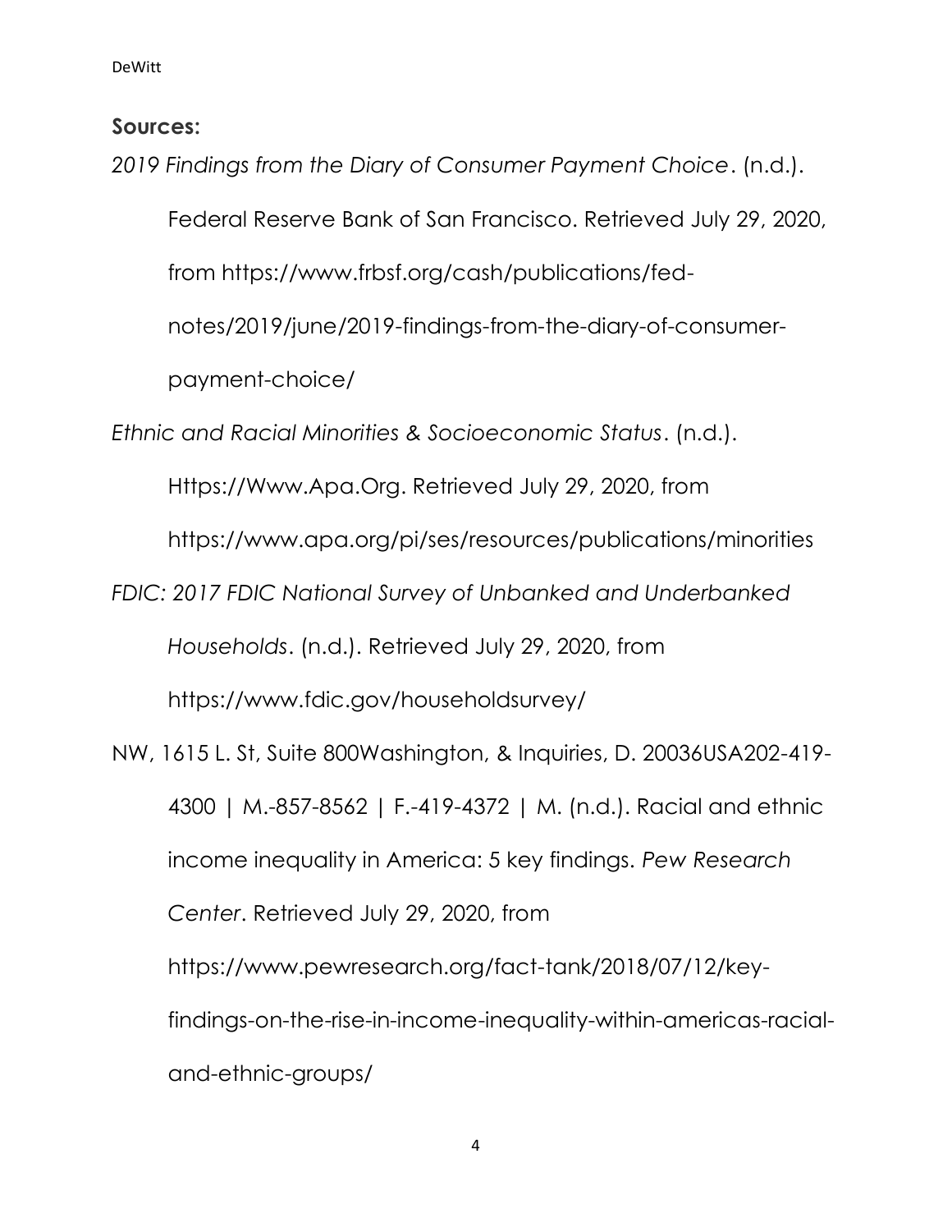**Sources:**

*2019 Findings from the Diary of Consumer Payment Choice*. (n.d.). Federal Reserve Bank of San Francisco. Retrieved July 29, 2020, from https://www.frbsf.org/cash/publications/fed-notes/2019/june/2019-findings-from-the-diary-of-consumer-payment-choice/

*Ethnic and Racial Minorities & Socioeconomic Status*. (n.d.). Https://Www.Apa.Org. Retrieved July 29, 2020, from https://www.apa.org/pi/ses/resources/publications/minorities

*FDIC: 2017 FDIC National Survey of Unbanked and Underbanked Households*. (n.d.). Retrieved July 29, 2020, from https://www.fdic.gov/householdsurvey/

NW, 1615 L. St, Suite 800Washington, & Inquiries, D. 20036USA202-419-4300 | M.-857-8562 | F.-419-4372 | M. (n.d.). Racial and ethnic income inequality in America: 5 key findings. *Pew Research Center*. Retrieved July 29, 2020, from https://www.pewresearch.org/fact-tank/2018/07/12/key-findings-on-the-rise-in-income-inequality-within-americas-racial-and-ethnic-groups/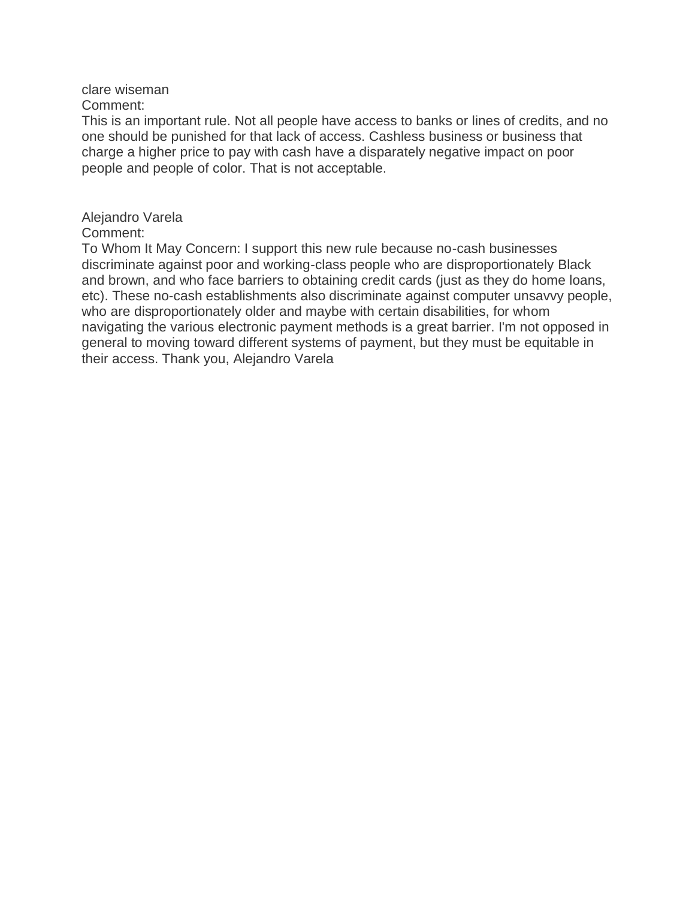clare wiseman
Comment:
This is an important rule. Not all people have access to banks or lines of credits, and no one should be punished for that lack of access. Cashless business or business that charge a higher price to pay with cash have a disparately negative impact on poor people and people of color. That is not acceptable.

Alejandro Varela
Comment:
To Whom It May Concern: I support this new rule because no-cash businesses discriminate against poor and working-class people who are disproportionately Black and brown, and who face barriers to obtaining credit cards (just as they do home loans, etc). These no-cash establishments also discriminate against computer unsavvy people, who are disproportionately older and maybe with certain disabilities, for whom navigating the various electronic payment methods is a great barrier. I'm not opposed in general to moving toward different systems of payment, but they must be equitable in their access. Thank you, Alejandro Varela